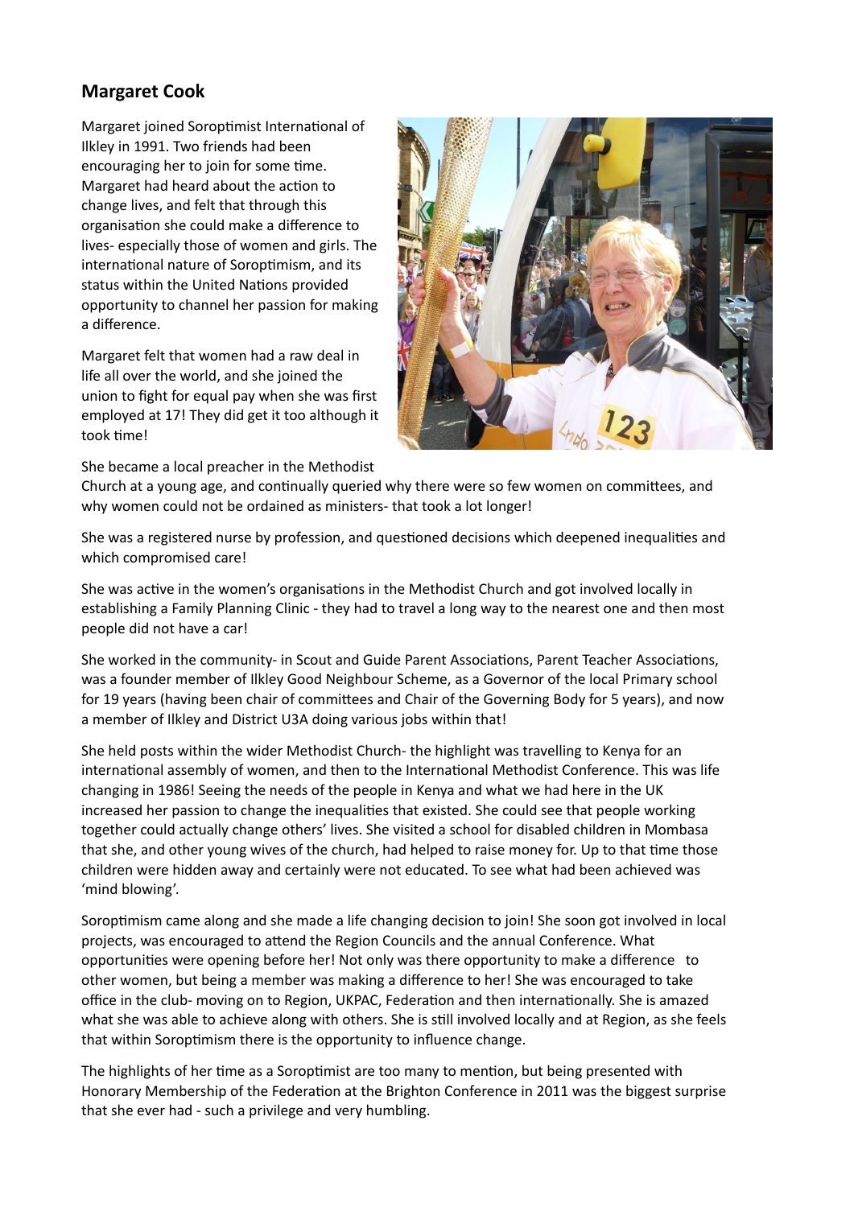## Margaret Cook

Margaret joined Soroptimist International of Ilkley in 1991. Two friends had been encouraging her to join for some time. Margaret had heard about the action to change lives, and felt that through this organisation she could make a difference to lives- especially those of women and girls. The international nature of Soroptimism, and its status within the United Nations provided opportunity to channel her passion for making a difference.

Margaret felt that women had a raw deal in life all over the world, and she joined the union to fight for equal pay when she was first employed at 17! They did get it too although it took time!

She became a local preacher in the Methodist Church at a young age, and continually queried why there were so few women on committees, and why women could not be ordained as ministers- that took a lot longer!

She was a registered nurse by profession, and questioned decisions which deepened inequalities and which compromised care!

She was active in the women's organisations in the Methodist Church and got involved locally in establishing a Family Planning Clinic - they had to travel a long way to the nearest one and then most people did not have a car!

She worked in the community- in Scout and Guide Parent Associations, Parent Teacher Associations, was a founder member of Ilkley Good Neighbour Scheme, as a Governor of the local Primary school for 19 years (having been chair of committees and Chair of the Governing Body for 5 years), and now a member of Ilkley and District U3A doing various jobs within that!

She held posts within the wider Methodist Church- the highlight was travelling to Kenya for an international assembly of women, and then to the International Methodist Conference. This was life changing in 1986! Seeing the needs of the people in Kenya and what we had here in the UK increased her passion to change the inequalities that existed. She could see that people working together could actually change others' lives. She visited a school for disabled children in Mombasa that she, and other young wives of the church, had helped to raise money for. Up to that time those children were hidden away and certainly were not educated. To see what had been achieved was 'mind blowing'.

Soroptimism came along and she made a life changing decision to join! She soon got involved in local projects, was encouraged to attend the Region Councils and the annual Conference. What opportunities were opening before her! Not only was there opportunity to make a difference to other women, but being a member was making a difference to her! She was encouraged to take office in the club- moving on to Region, UKPAC, Federation and then internationally. She is amazed what she was able to achieve along with others. She is still involved locally and at Region, as she feels that within Soroptimism there is the opportunity to influence change.

The highlights of her time as a Soroptimist are too many to mention, but being presented with Honorary Membership of the Federation at the Brighton Conference in 2011 was the biggest surprise that she ever had - such a privilege and very humbling.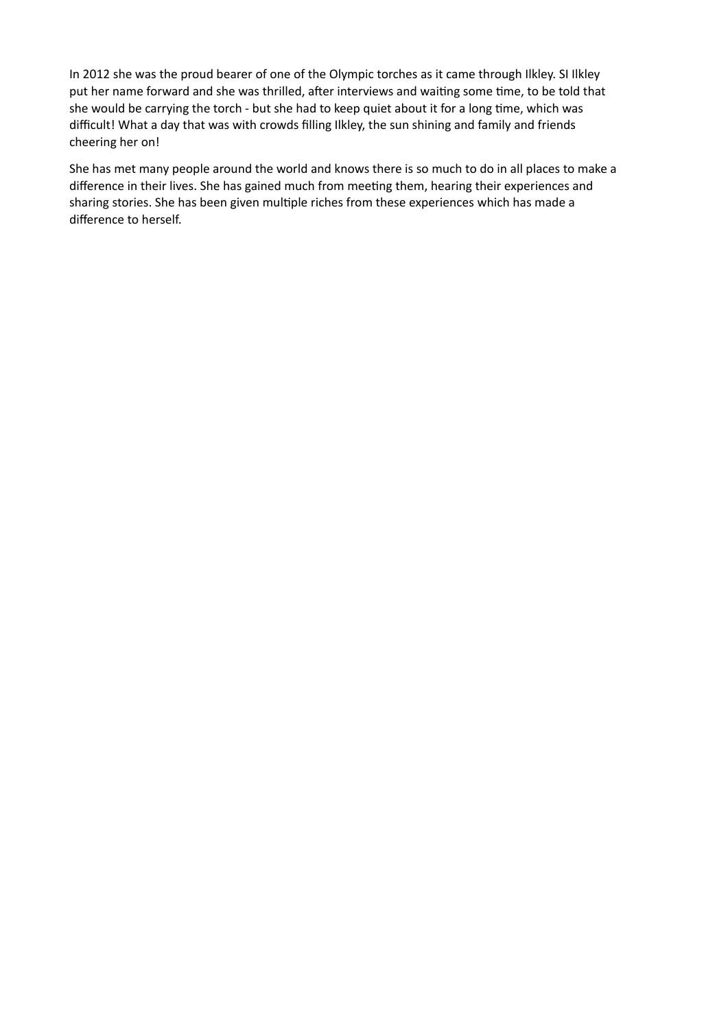In 2012 she was the proud bearer of one of the Olympic torches as it came through Ilkley. SI Ilkley put her name forward and she was thrilled, after interviews and waiting some time, to be told that she would be carrying the torch - but she had to keep quiet about it for a long time, which was difficult! What a day that was with crowds filling Ilkley, the sun shining and family and friends cheering her on!

She has met many people around the world and knows there is so much to do in all places to make a difference in their lives. She has gained much from meeting them, hearing their experiences and sharing stories. She has been given multiple riches from these experiences which has made a difference to herself.